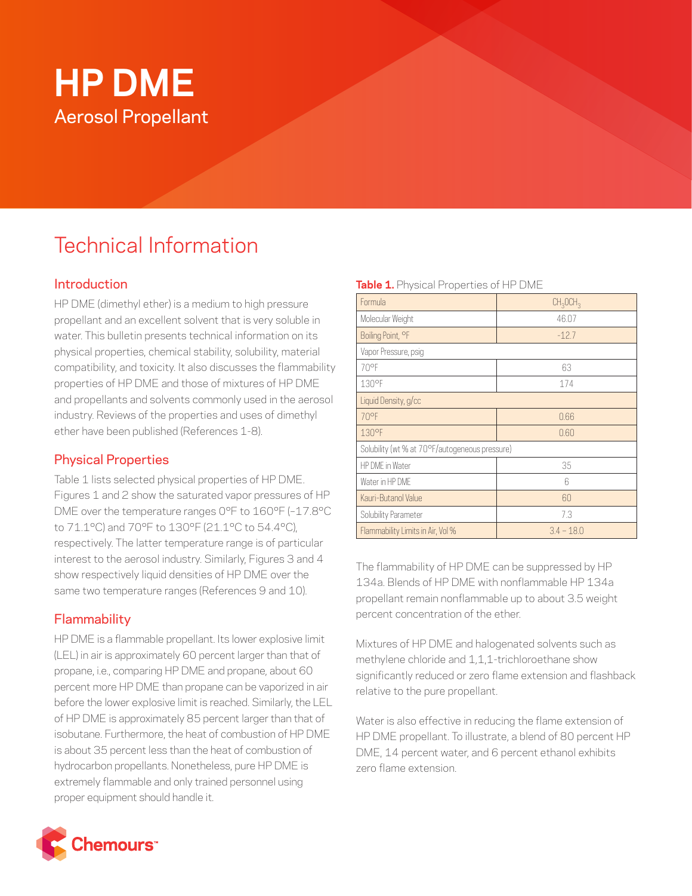# HP DME

## Aerosol Propellant

# Technical Information

## Introduction

HP DME (dimethyl ether) is a medium to high pressure propellant and an excellent solvent that is very soluble in water. This bulletin presents technical information on its physical properties, chemical stability, solubility, material compatibility, and toxicity. It also discusses the flammability properties of HP DME and those of mixtures of HP DME and propellants and solvents commonly used in the aerosol industry. Reviews of the properties and uses of dimethyl ether have been published (References 1-8).

## Physical Properties

Table 1 lists selected physical properties of HP DME. Figures 1 and 2 show the saturated vapor pressures of HP DME over the temperature ranges 0°F to 160°F (–17.8°C to 71.1°C) and 70°F to 130°F (21.1°C to 54.4°C), respectively. The latter temperature range is of particular interest to the aerosol industry. Similarly, Figures 3 and 4 show respectively liquid densities of HP DME over the same two temperature ranges (References 9 and 10).

## Flammability

HP DME is a flammable propellant. Its lower explosive limit (LEL) in air is approximately 60 percent larger than that of propane, i.e., comparing HP DME and propane, about 60 percent more HP DME than propane can be vaporized in air before the lower explosive limit is reached. Similarly, the LEL of HP DME is approximately 85 percent larger than that of isobutane. Furthermore, the heat of combustion of HP DME is about 35 percent less than the heat of combustion of hydrocarbon propellants. Nonetheless, pure HP DME is extremely flammable and only trained personnel using proper equipment should handle it.

**Table 1.** Physical Properties of HP DME

| Property | Value |
|---|---|
| Formula | $CH_3OCH_3$ |
| Molecular Weight | 46.07 |
| Boiling Point, °F | -12.7 |
| Vapor Pressure, psig | |
| 70°F | 63 |
| 130°F | 174 |
| Liquid Density, g/cc | |
| 70°F | 0.66 |
| 130°F | 0.60 |
| Solubility (wt % at 70°F/autogeneous pressure) | |
| HP DME in Water | 35 |
| Water in HP DME | 6 |
| Kauri-Butanol Value | 60 |
| Solubility Parameter | 7.3 |
| Flammability Limits in Air, Vol % | 3.4 – 18.0 |

The flammability of HP DME can be suppressed by HP 134a. Blends of HP DME with nonflammable HP 134a propellant remain nonflammable up to about 3.5 weight percent concentration of the ether.

Mixtures of HP DME and halogenated solvents such as methylene chloride and 1,1,1-trichloroethane show significantly reduced or zero flame extension and flashback relative to the pure propellant.

Water is also effective in reducing the flame extension of HP DME propellant. To illustrate, a blend of 80 percent HP DME, 14 percent water, and 6 percent ethanol exhibits zero flame extension.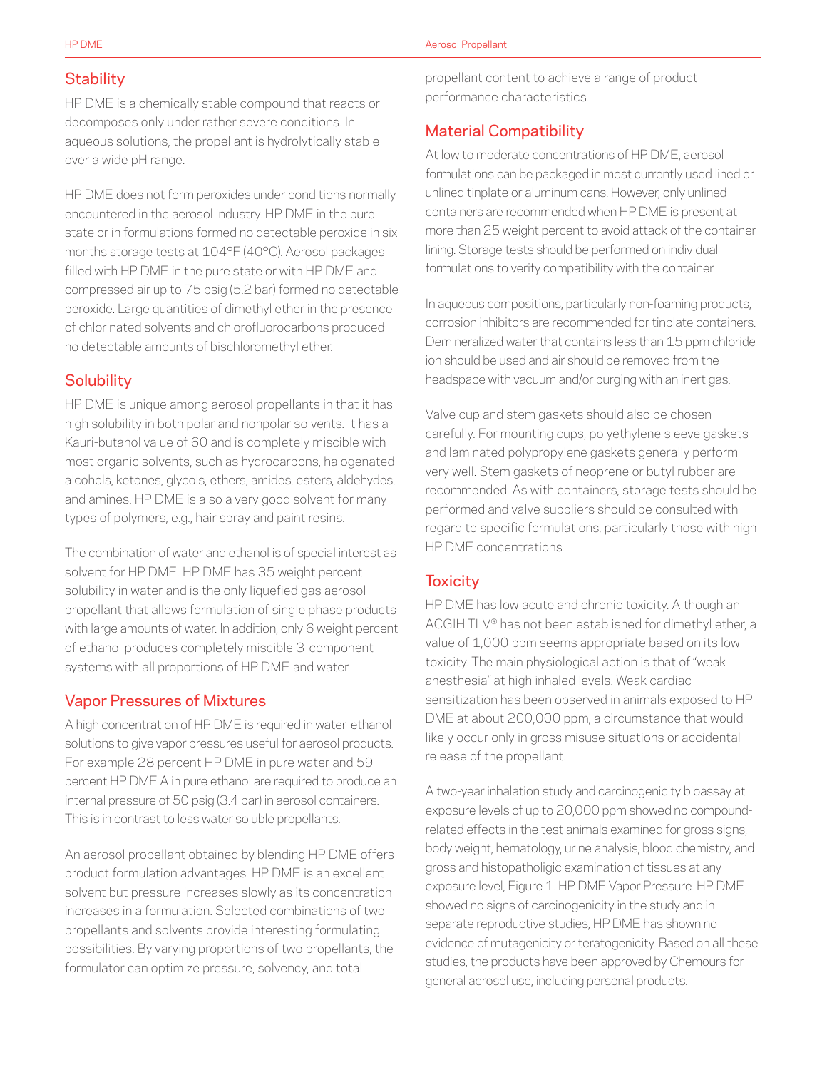## Stability

HP DME is a chemically stable compound that reacts or decomposes only under rather severe conditions. In aqueous solutions, the propellant is hydrolytically stable over a wide pH range.

HP DME does not form peroxides under conditions normally encountered in the aerosol industry. HP DME in the pure state or in formulations formed no detectable peroxide in six months storage tests at 104°F (40°C). Aerosol packages filled with HP DME in the pure state or with HP DME and compressed air up to 75 psig (5.2 bar) formed no detectable peroxide. Large quantities of dimethyl ether in the presence of chlorinated solvents and chlorofluorocarbons produced no detectable amounts of bischloromethyl ether.

## Solubility

HP DME is unique among aerosol propellants in that it has high solubility in both polar and nonpolar solvents. It has a Kauri-butanol value of 60 and is completely miscible with most organic solvents, such as hydrocarbons, halogenated alcohols, ketones, glycols, ethers, amides, esters, aldehydes, and amines. HP DME is also a very good solvent for many types of polymers, e.g., hair spray and paint resins.

The combination of water and ethanol is of special interest as solvent for HP DME. HP DME has 35 weight percent solubility in water and is the only liquefied gas aerosol propellant that allows formulation of single phase products with large amounts of water. In addition, only 6 weight percent of ethanol produces completely miscible 3-component systems with all proportions of HP DME and water.

## Vapor Pressures of Mixtures

A high concentration of HP DME is required in water-ethanol solutions to give vapor pressures useful for aerosol products. For example 28 percent HP DME in pure water and 59 percent HP DME A in pure ethanol are required to produce an internal pressure of 50 psig (3.4 bar) in aerosol containers. This is in contrast to less water soluble propellants.

An aerosol propellant obtained by blending HP DME offers product formulation advantages. HP DME is an excellent solvent but pressure increases slowly as its concentration increases in a formulation. Selected combinations of two propellants and solvents provide interesting formulating possibilities. By varying proportions of two propellants, the formulator can optimize pressure, solvency, and total propellant content to achieve a range of product performance characteristics.

## Material Compatibility

At low to moderate concentrations of HP DME, aerosol formulations can be packaged in most currently used lined or unlined tinplate or aluminum cans. However, only unlined containers are recommended when HP DME is present at more than 25 weight percent to avoid attack of the container lining. Storage tests should be performed on individual formulations to verify compatibility with the container.

In aqueous compositions, particularly non-foaming products, corrosion inhibitors are recommended for tinplate containers. Demineralized water that contains less than 15 ppm chloride ion should be used and air should be removed from the headspace with vacuum and/or purging with an inert gas.

Valve cup and stem gaskets should also be chosen carefully. For mounting cups, polyethylene sleeve gaskets and laminated polypropylene gaskets generally perform very well. Stem gaskets of neoprene or butyl rubber are recommended. As with containers, storage tests should be performed and valve suppliers should be consulted with regard to specific formulations, particularly those with high HP DME concentrations.

## Toxicity

HP DME has low acute and chronic toxicity. Although an ACGIH TLV® has not been established for dimethyl ether, a value of 1,000 ppm seems appropriate based on its low toxicity. The main physiological action is that of "weak anesthesia" at high inhaled levels. Weak cardiac sensitization has been observed in animals exposed to HP DME at about 200,000 ppm, a circumstance that would likely occur only in gross misuse situations or accidental release of the propellant.

A two-year inhalation study and carcinogenicity bioassay at exposure levels of up to 20,000 ppm showed no compound-related effects in the test animals examined for gross signs, body weight, hematology, urine analysis, blood chemistry, and gross and histopatholigic examination of tissues at any exposure level, Figure 1. HP DME Vapor Pressure. HP DME showed no signs of carcinogenicity in the study and in separate reproductive studies, HP DME has shown no evidence of mutagenicity or teratogenicity. Based on all these studies, the products have been approved by Chemours for general aerosol use, including personal products.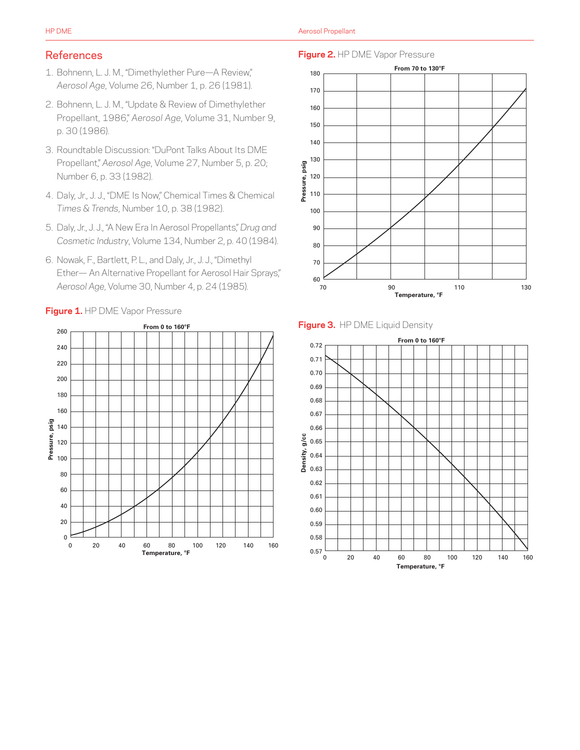## References

1. Bohnenn, L. J. M., "Dimethylether Pure—A Review," *Aerosol Age*, Volume 26, Number 1, p. 26 (1981).
2. Bohnenn, L. J. M., "Update & Review of Dimethylether Propellant, 1986," *Aerosol Age*, Volume 31, Number 9, p. 30 (1986).
3. Roundtable Discussion: "DuPont Talks About Its DME Propellant," *Aerosol Age*, Volume 27, Number 5, p. 20; Number 6, p. 33 (1982).
4. Daly, Jr., J. J., "DME Is Now," Chemical Times & Chemical *Times & Trends*, Number 10, p. 38 (1982).
5. Daly, Jr., J. J., "A New Era In Aerosol Propellants," *Drug and Cosmetic Industry*, Volume 134, Number 2, p. 40 (1984).
6. Nowak, F., Bartlett, P. L., and Daly, Jr., J. J., "Dimethyl Ether— An Alternative Propellant for Aerosol Hair Sprays," *Aerosol Age*, Volume 30, Number 4, p. 24 (1985).

**Figure 1.** HP DME Vapor Pressure

**Figure 2.** HP DME Vapor Pressure

**Figure 3.** HP DME Liquid Density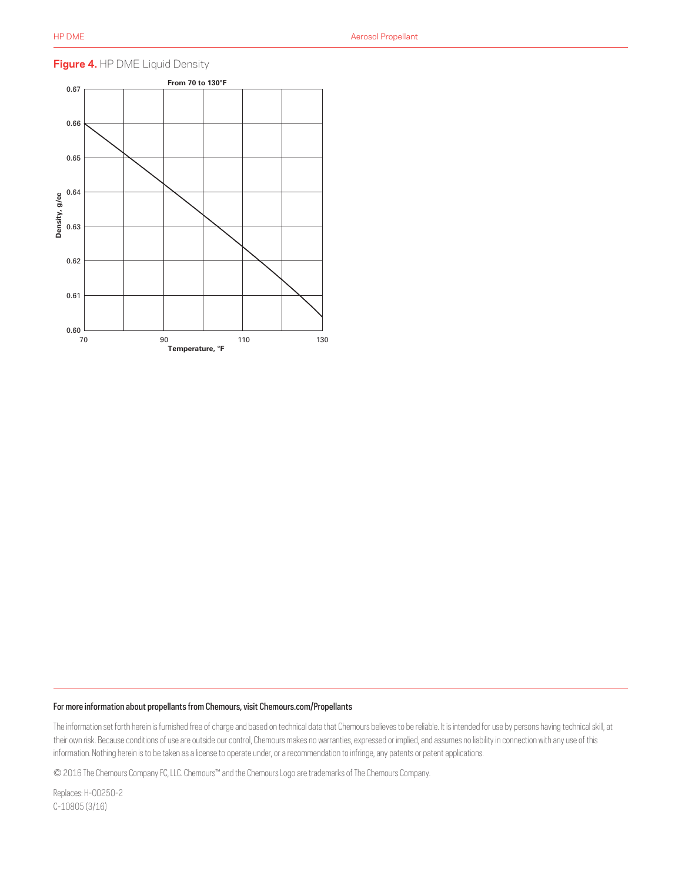**Figure 4.** HP DME Liquid Density

From 70 to 130°F

Density, g/cc

0.67
0.66
0.65
0.64
0.63
0.62
0.61
0.60

70
90
110
130

Temperature, °F

---

**For more information about propellants from Chemours, visit Chemours.com/Propellants**

The information set forth herein is furnished free of charge and based on technical data that Chemours believes to be reliable. It is intended for use by persons having technical skill, at their own risk. Because conditions of use are outside our control, Chemours makes no warranties, expressed or implied, and assumes no liability in connection with any use of this information. Nothing herein is to be taken as a license to operate under, or a recommendation to infringe, any patents or patent applications.

© 2016 The Chemours Company FC, LLC. Chemours™ and the Chemours Logo are trademarks of The Chemours Company.

Replaces: H-00250-2
C-10805 (3/16)